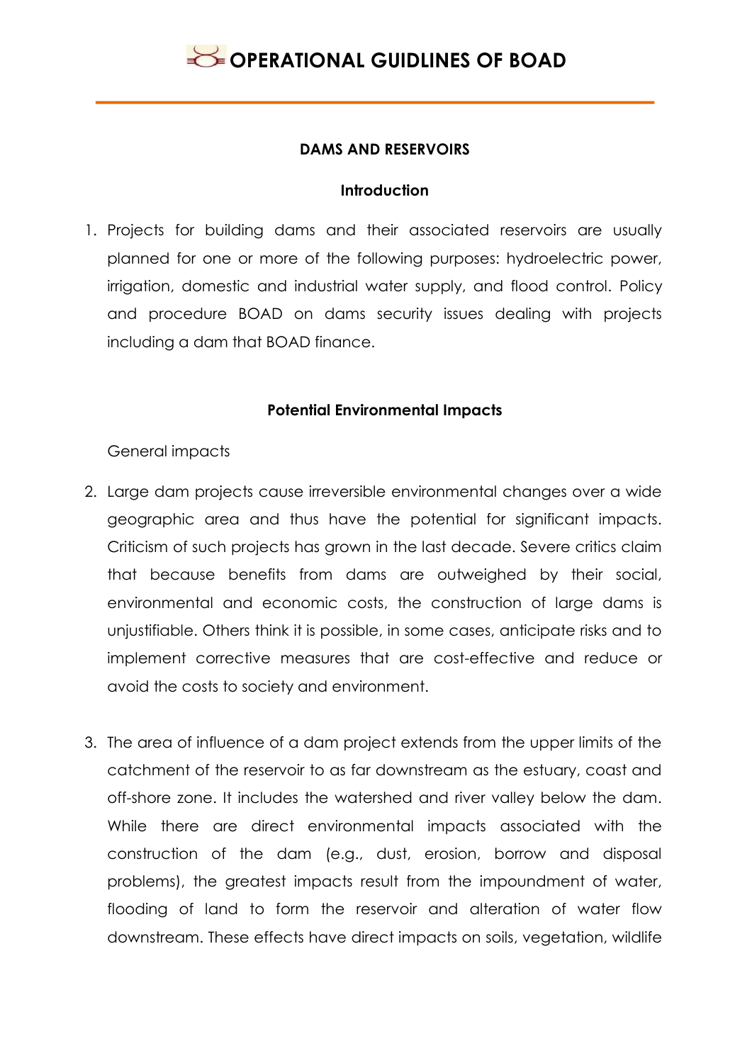# OPERATIONAL GUIDLINES OF BOAD

## DAMS AND RESERVOIRS

### Introduction

1. Projects for building dams and their associated reservoirs are usually planned for one or more of the following purposes: hydroelectric power, irrigation, domestic and industrial water supply, and flood control. Policy and procedure BOAD on dams security issues dealing with projects including a dam that BOAD finance.

### Potential Environmental Impacts

General impacts

2. Large dam projects cause irreversible environmental changes over a wide geographic area and thus have the potential for significant impacts. Criticism of such projects has grown in the last decade. Severe critics claim that because benefits from dams are outweighed by their social, environmental and economic costs, the construction of large dams is unjustifiable. Others think it is possible, in some cases, anticipate risks and to implement corrective measures that are cost-effective and reduce or avoid the costs to society and environment.

3. The area of influence of a dam project extends from the upper limits of the catchment of the reservoir to as far downstream as the estuary, coast and off-shore zone. It includes the watershed and river valley below the dam. While there are direct environmental impacts associated with the construction of the dam (e.g., dust, erosion, borrow and disposal problems), the greatest impacts result from the impoundment of water, flooding of land to form the reservoir and alteration of water flow downstream. These effects have direct impacts on soils, vegetation, wildlife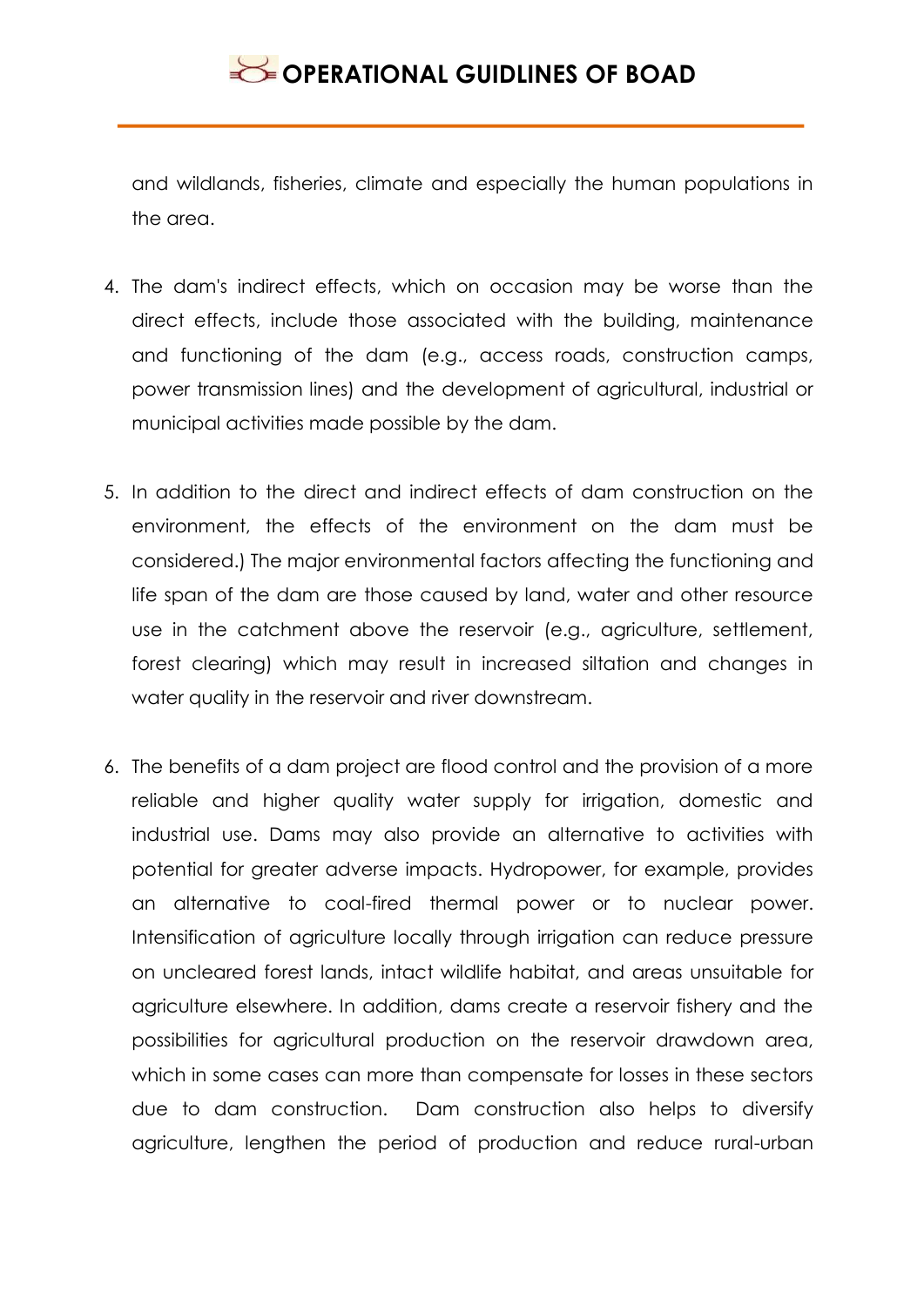and wildlands, fisheries, climate and especially the human populations in the area.

4. The dam's indirect effects, which on occasion may be worse than the direct effects, include those associated with the building, maintenance and functioning of the dam (e.g., access roads, construction camps, power transmission lines) and the development of agricultural, industrial or municipal activities made possible by the dam.

5. In addition to the direct and indirect effects of dam construction on the environment, the effects of the environment on the dam must be considered.) The major environmental factors affecting the functioning and life span of the dam are those caused by land, water and other resource use in the catchment above the reservoir (e.g., agriculture, settlement, forest clearing) which may result in increased siltation and changes in water quality in the reservoir and river downstream.

6. The benefits of a dam project are flood control and the provision of a more reliable and higher quality water supply for irrigation, domestic and industrial use. Dams may also provide an alternative to activities with potential for greater adverse impacts. Hydropower, for example, provides an alternative to coal-fired thermal power or to nuclear power. Intensification of agriculture locally through irrigation can reduce pressure on uncleared forest lands, intact wildlife habitat, and areas unsuitable for agriculture elsewhere. In addition, dams create a reservoir fishery and the possibilities for agricultural production on the reservoir drawdown area, which in some cases can more than compensate for losses in these sectors due to dam construction. Dam construction also helps to diversify agriculture, lengthen the period of production and reduce rural-urban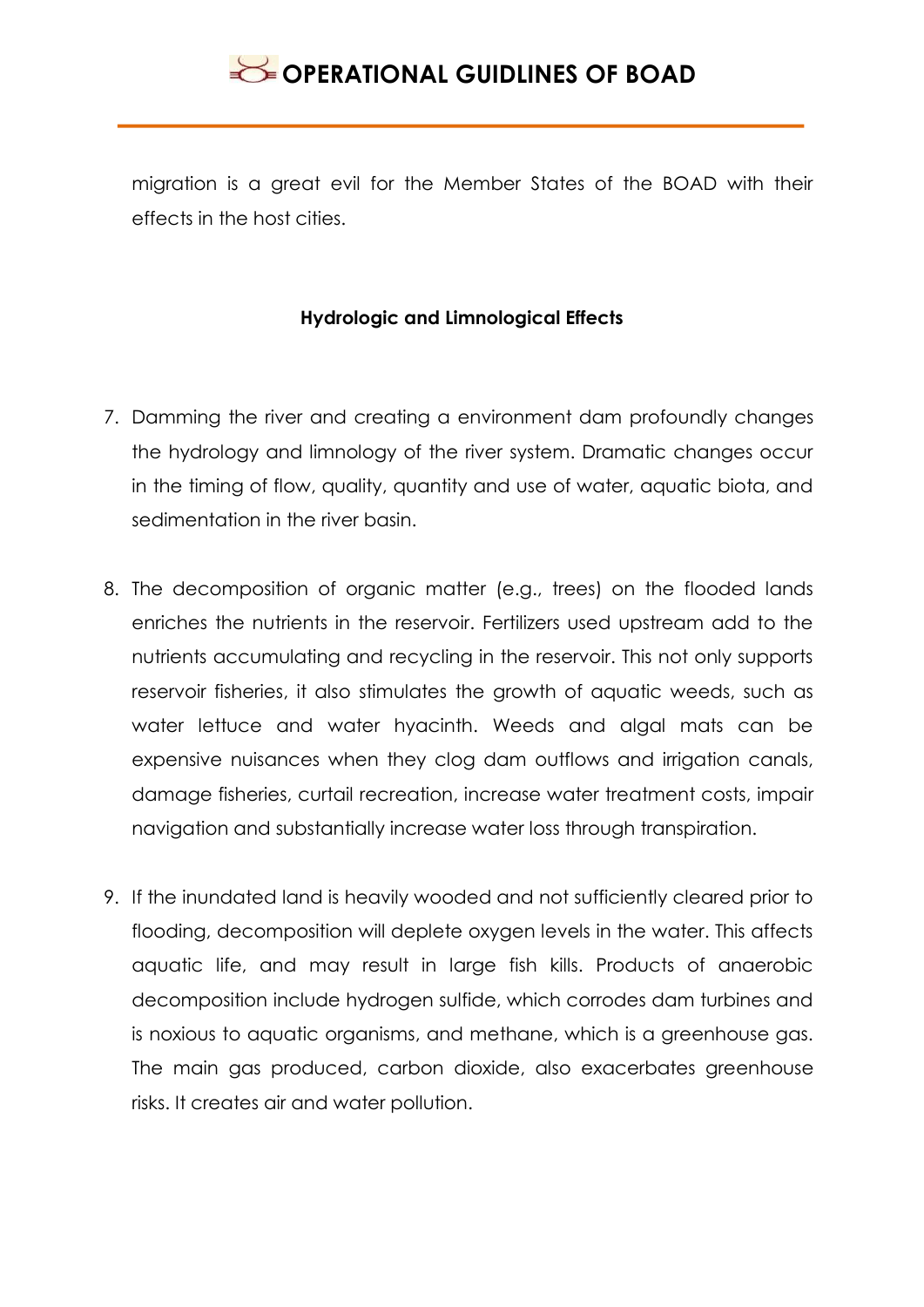migration is a great evil for the Member States of the BOAD with their effects in the host cities.

### Hydrologic and Limnological Effects

7. Damming the river and creating a environment dam profoundly changes the hydrology and limnology of the river system. Dramatic changes occur in the timing of flow, quality, quantity and use of water, aquatic biota, and sedimentation in the river basin.

8. The decomposition of organic matter (e.g., trees) on the flooded lands enriches the nutrients in the reservoir. Fertilizers used upstream add to the nutrients accumulating and recycling in the reservoir. This not only supports reservoir fisheries, it also stimulates the growth of aquatic weeds, such as water lettuce and water hyacinth. Weeds and algal mats can be expensive nuisances when they clog dam outflows and irrigation canals, damage fisheries, curtail recreation, increase water treatment costs, impair navigation and substantially increase water loss through transpiration.

9. If the inundated land is heavily wooded and not sufficiently cleared prior to flooding, decomposition will deplete oxygen levels in the water. This affects aquatic life, and may result in large fish kills. Products of anaerobic decomposition include hydrogen sulfide, which corrodes dam turbines and is noxious to aquatic organisms, and methane, which is a greenhouse gas. The main gas produced, carbon dioxide, also exacerbates greenhouse risks. It creates air and water pollution.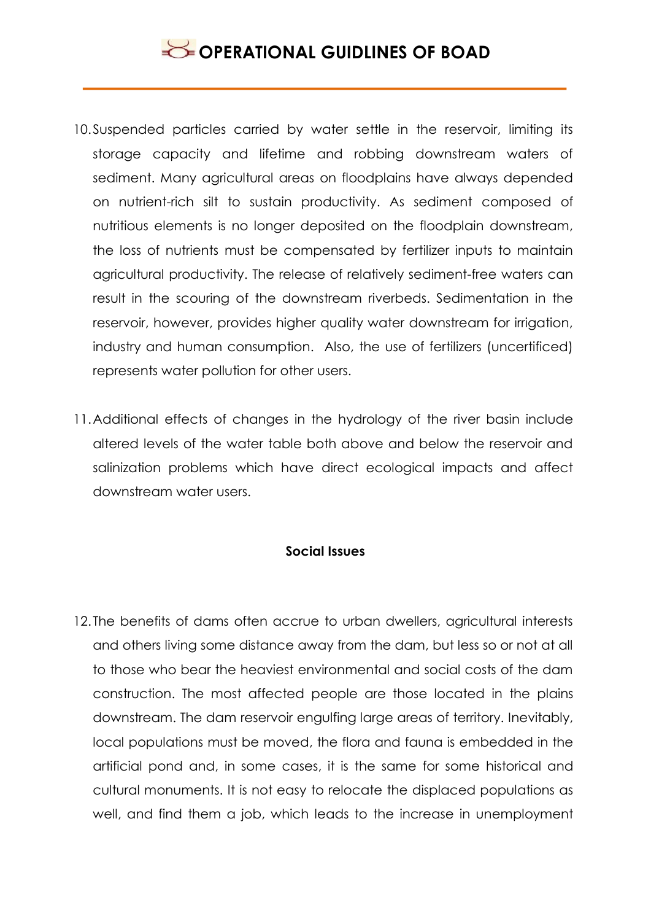10. Suspended particles carried by water settle in the reservoir, limiting its storage capacity and lifetime and robbing downstream waters of sediment. Many agricultural areas on floodplains have always depended on nutrient-rich silt to sustain productivity. As sediment composed of nutritious elements is no longer deposited on the floodplain downstream, the loss of nutrients must be compensated by fertilizer inputs to maintain agricultural productivity. The release of relatively sediment-free waters can result in the scouring of the downstream riverbeds. Sedimentation in the reservoir, however, provides higher quality water downstream for irrigation, industry and human consumption. Also, the use of fertilizers (uncertificed) represents water pollution for other users.

11. Additional effects of changes in the hydrology of the river basin include altered levels of the water table both above and below the reservoir and salinization problems which have direct ecological impacts and affect downstream water users.

**Social Issues**

12. The benefits of dams often accrue to urban dwellers, agricultural interests and others living some distance away from the dam, but less so or not at all to those who bear the heaviest environmental and social costs of the dam construction. The most affected people are those located in the plains downstream. The dam reservoir engulfing large areas of territory. Inevitably, local populations must be moved, the flora and fauna is embedded in the artificial pond and, in some cases, it is the same for some historical and cultural monuments. It is not easy to relocate the displaced populations as well, and find them a job, which leads to the increase in unemployment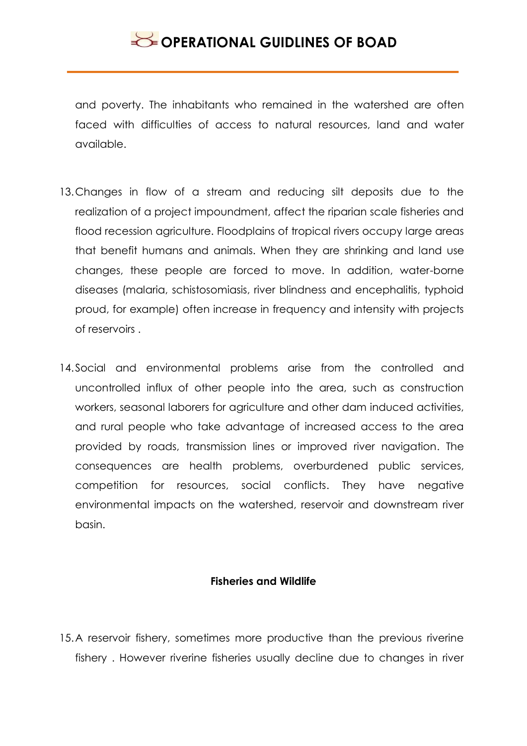and poverty. The inhabitants who remained in the watershed are often faced with difficulties of access to natural resources, land and water available.

13. Changes in flow of a stream and reducing silt deposits due to the realization of a project impoundment, affect the riparian scale fisheries and flood recession agriculture. Floodplains of tropical rivers occupy large areas that benefit humans and animals. When they are shrinking and land use changes, these people are forced to move. In addition, water-borne diseases (malaria, schistosomiasis, river blindness and encephalitis, typhoid proud, for example) often increase in frequency and intensity with projects of reservoirs .

14. Social and environmental problems arise from the controlled and uncontrolled influx of other people into the area, such as construction workers, seasonal laborers for agriculture and other dam induced activities, and rural people who take advantage of increased access to the area provided by roads, transmission lines or improved river navigation. The consequences are health problems, overburdened public services, competition for resources, social conflicts. They have negative environmental impacts on the watershed, reservoir and downstream river basin.

**Fisheries and Wildlife**

15. A reservoir fishery, sometimes more productive than the previous riverine fishery . However riverine fisheries usually decline due to changes in river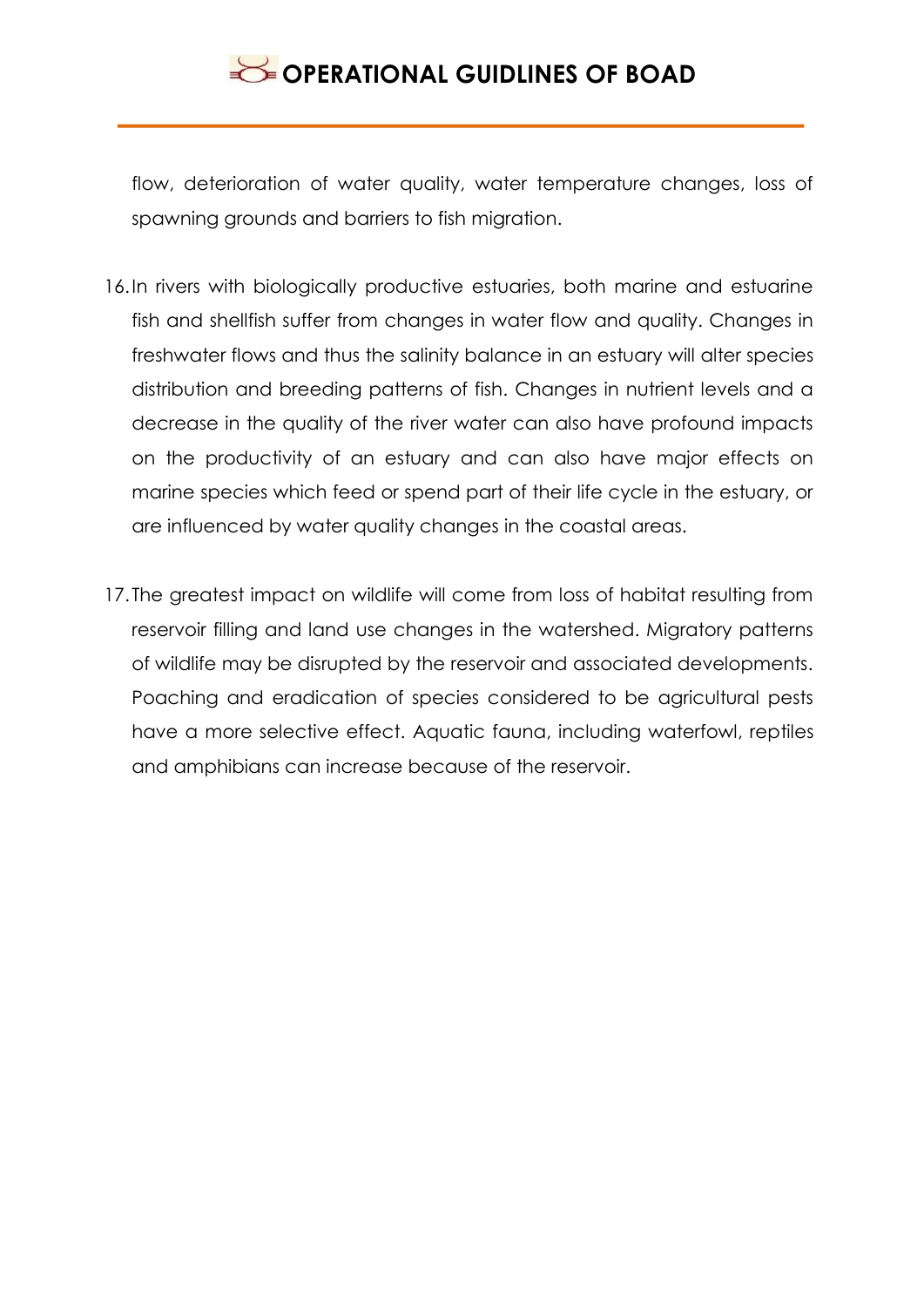flow, deterioration of water quality, water temperature changes, loss of spawning grounds and barriers to fish migration.

16. In rivers with biologically productive estuaries, both marine and estuarine fish and shellfish suffer from changes in water flow and quality. Changes in freshwater flows and thus the salinity balance in an estuary will alter species distribution and breeding patterns of fish. Changes in nutrient levels and a decrease in the quality of the river water can also have profound impacts on the productivity of an estuary and can also have major effects on marine species which feed or spend part of their life cycle in the estuary, or are influenced by water quality changes in the coastal areas.

17. The greatest impact on wildlife will come from loss of habitat resulting from reservoir filling and land use changes in the watershed. Migratory patterns of wildlife may be disrupted by the reservoir and associated developments. Poaching and eradication of species considered to be agricultural pests have a more selective effect. Aquatic fauna, including waterfowl, reptiles and amphibians can increase because of the reservoir.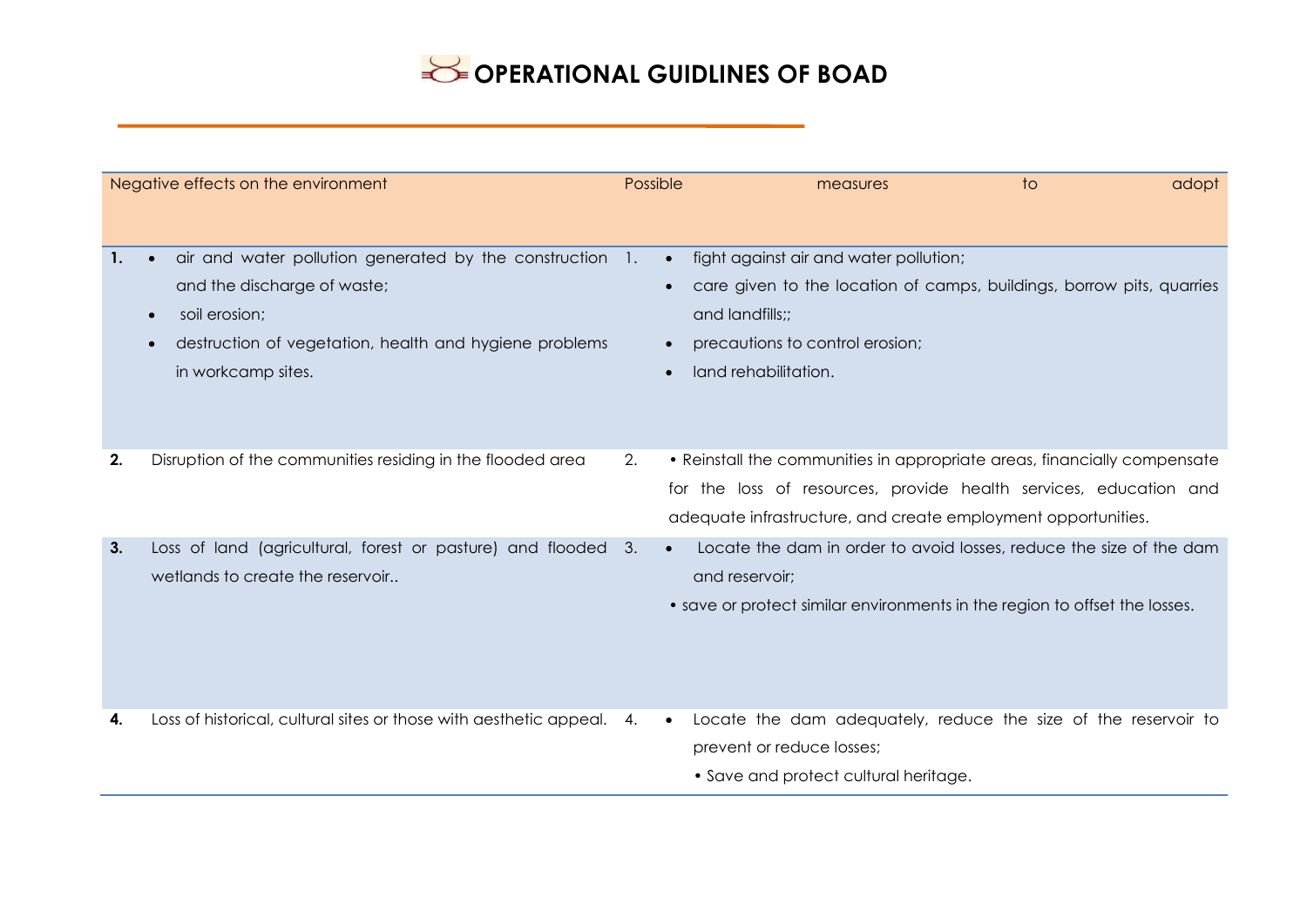| | Negative effects on the environment | | Possible measures to adopt |
|---|---|---|---|
| **1.** | • air and water pollution generated by the construction and the discharge of waste;<br>• soil erosion;<br>• destruction of vegetation, health and hygiene problems in workcamp sites. | 1. | • fight against air and water pollution;<br>• care given to the location of camps, buildings, borrow pits, quarries and landfills;;<br>• precautions to control erosion;<br>• land rehabilitation. |
| **2.** | Disruption of the communities residing in the flooded area | 2. | • Reinstall the communities in appropriate areas, financially compensate for the loss of resources, provide health services, education and adequate infrastructure, and create employment opportunities. |
| **3.** | Loss of land (agricultural, forest or pasture) and flooded wetlands to create the reservoir.. | 3. | • Locate the dam in order to avoid losses, reduce the size of the dam and reservoir;<br>• save or protect similar environments in the region to offset the losses. |
| **4.** | Loss of historical, cultural sites or those with aesthetic appeal. | 4. | • Locate the dam adequately, reduce the size of the reservoir to prevent or reduce losses;<br>• Save and protect cultural heritage. |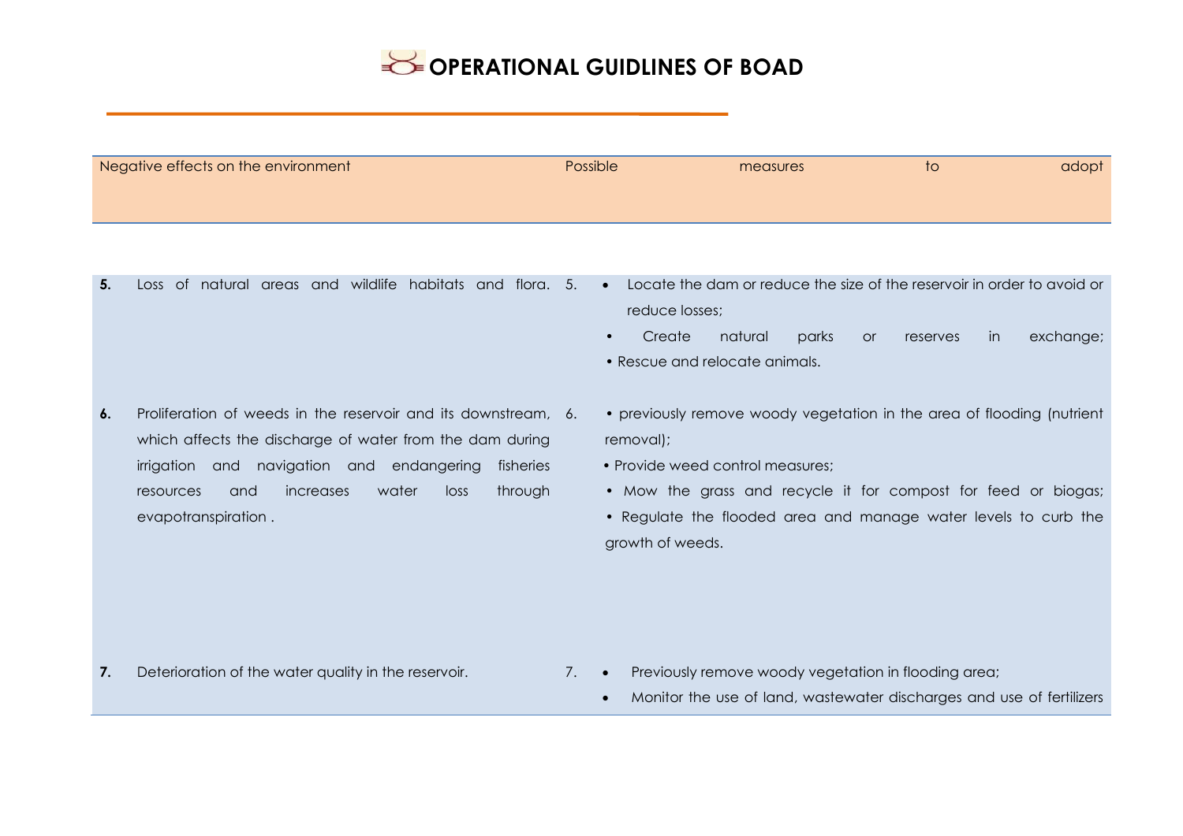| Negative effects on the environment | Possible measures to adopt |
|---|---|
| **5.** Loss of natural areas and wildlife habitats and flora. | 5. • Locate the dam or reduce the size of the reservoir in order to avoid or reduce losses;<br>• Create natural parks or reserves in exchange;<br>• Rescue and relocate animals. |
| **6.** Proliferation of weeds in the reservoir and its downstream, which affects the discharge of water from the dam during irrigation and navigation and endangering fisheries resources and increases water loss through evapotranspiration . | 6. • previously remove woody vegetation in the area of flooding (nutrient removal);<br>• Provide weed control measures;<br>• Mow the grass and recycle it for compost for feed or biogas;<br>• Regulate the flooded area and manage water levels to curb the growth of weeds. |
| **7.** Deterioration of the water quality in the reservoir. | 7. • Previously remove woody vegetation in flooding area;<br>• Monitor the use of land, wastewater discharges and use of fertilizers |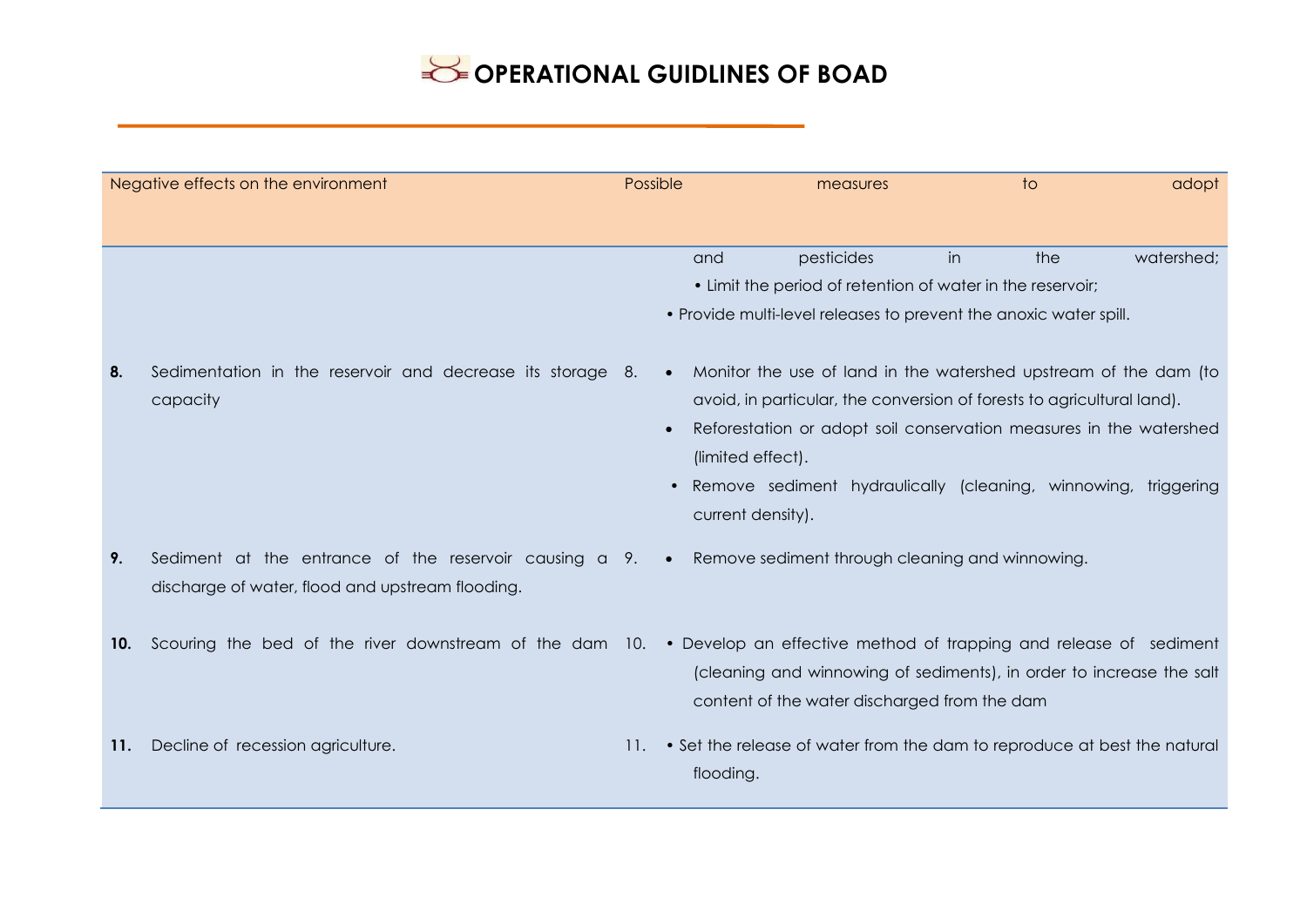| Negative effects on the environment | Possible measures to adopt |
|---|---|
| | and pesticides in the watershed; <br>• Limit the period of retention of water in the reservoir; <br>• Provide multi-level releases to prevent the anoxic water spill. |
| **8.** Sedimentation in the reservoir and decrease its storage capacity | 8. • Monitor the use of land in the watershed upstream of the dam (to avoid, in particular, the conversion of forests to agricultural land). <br>• Reforestation or adopt soil conservation measures in the watershed (limited effect). <br>• Remove sediment hydraulically (cleaning, winnowing, triggering current density). |
| **9.** Sediment at the entrance of the reservoir causing a discharge of water, flood and upstream flooding. | 9. • Remove sediment through cleaning and winnowing. |
| **10.** Scouring the bed of the river downstream of the dam | 10. • Develop an effective method of trapping and release of sediment (cleaning and winnowing of sediments), in order to increase the salt content of the water discharged from the dam |
| **11.** Decline of recession agriculture. | 11. • Set the release of water from the dam to reproduce at best the natural flooding. |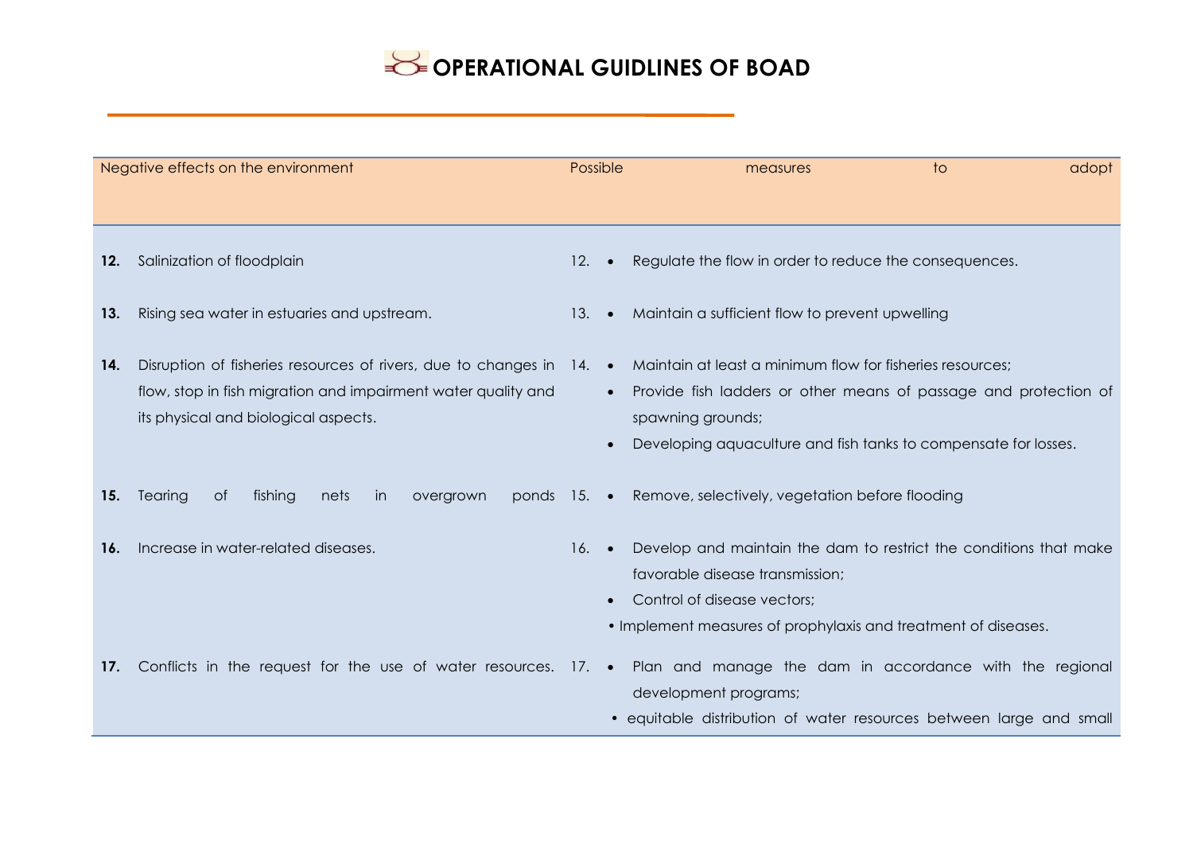| Negative effects on the environment | Possible measures to adopt |
|---|---|
| **12.** Salinization of floodplain | 12. • Regulate the flow in order to reduce the consequences. |
| **13.** Rising sea water in estuaries and upstream. | 13. • Maintain a sufficient flow to prevent upwelling |
| **14.** Disruption of fisheries resources of rivers, due to changes in flow, stop in fish migration and impairment water quality and its physical and biological aspects. | 14. • Maintain at least a minimum flow for fisheries resources; <br> • Provide fish ladders or other means of passage and protection of spawning grounds; <br> • Developing aquaculture and fish tanks to compensate for losses. |
| **15.** Tearing of fishing nets in overgrown ponds | 15. • Remove, selectively, vegetation before flooding |
| **16.** Increase in water-related diseases. | 16. • Develop and maintain the dam to restrict the conditions that make favorable disease transmission; <br> • Control of disease vectors; <br> • Implement measures of prophylaxis and treatment of diseases. |
| **17.** Conflicts in the request for the use of water resources. | 17. • Plan and manage the dam in accordance with the regional development programs; <br> • equitable distribution of water resources between large and small |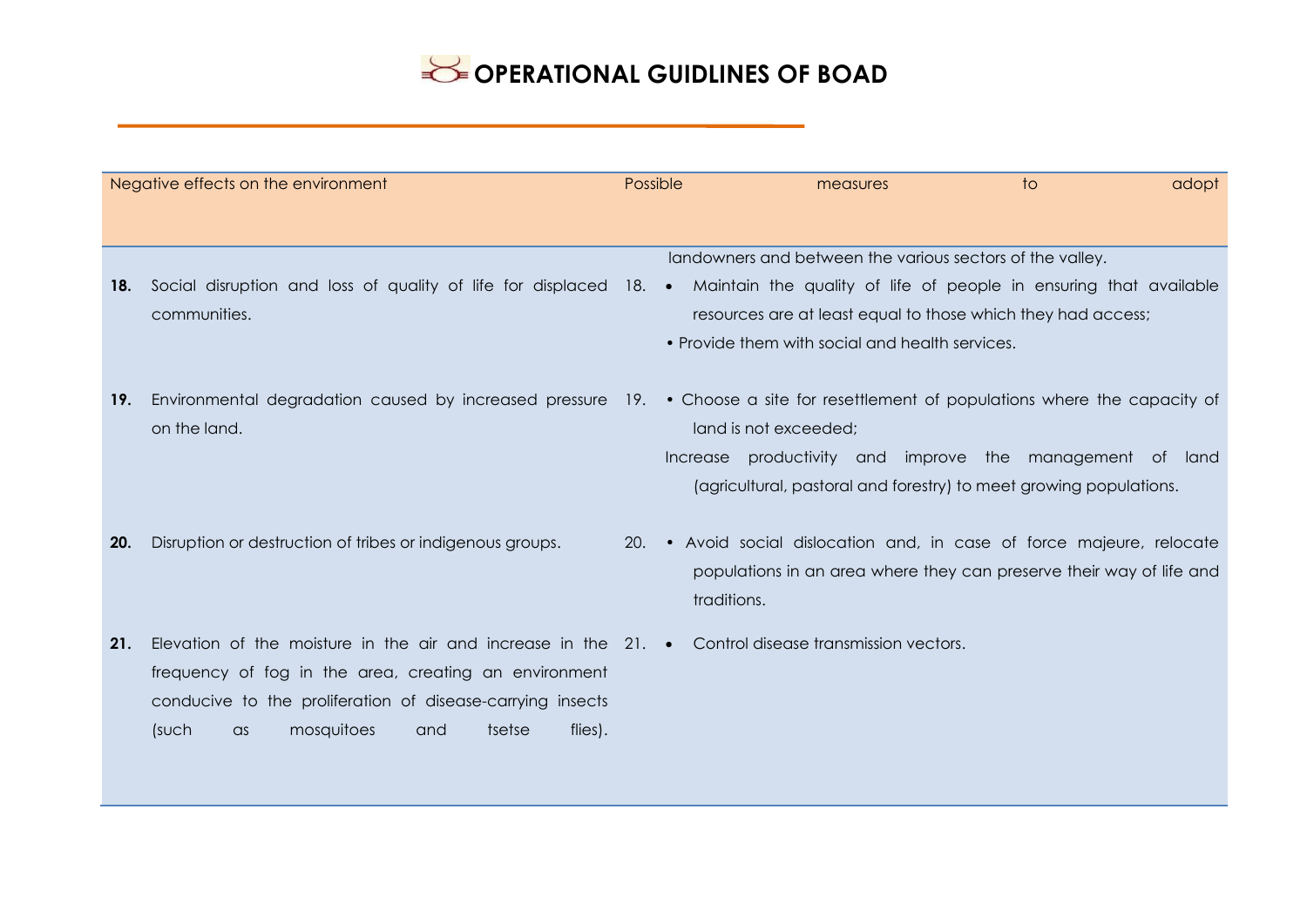| Negative effects on the environment | Possible measures to adopt |
|---|---|
| | landowners and between the various sectors of the valley. |
| **18.** Social disruption and loss of quality of life for displaced communities. | 18. • Maintain the quality of life of people in ensuring that available resources are at least equal to those which they had access;<br>• Provide them with social and health services. |
| **19.** Environmental degradation caused by increased pressure on the land. | 19. • Choose a site for resettlement of populations where the capacity of land is not exceeded;<br>Increase productivity and improve the management of land (agricultural, pastoral and forestry) to meet growing populations. |
| **20.** Disruption or destruction of tribes or indigenous groups. | 20. • Avoid social dislocation and, in case of force majeure, relocate populations in an area where they can preserve their way of life and traditions. |
| **21.** Elevation of the moisture in the air and increase in the frequency of fog in the area, creating an environment conducive to the proliferation of disease-carrying insects (such as mosquitoes and tsetse flies). | 21. • Control disease transmission vectors. |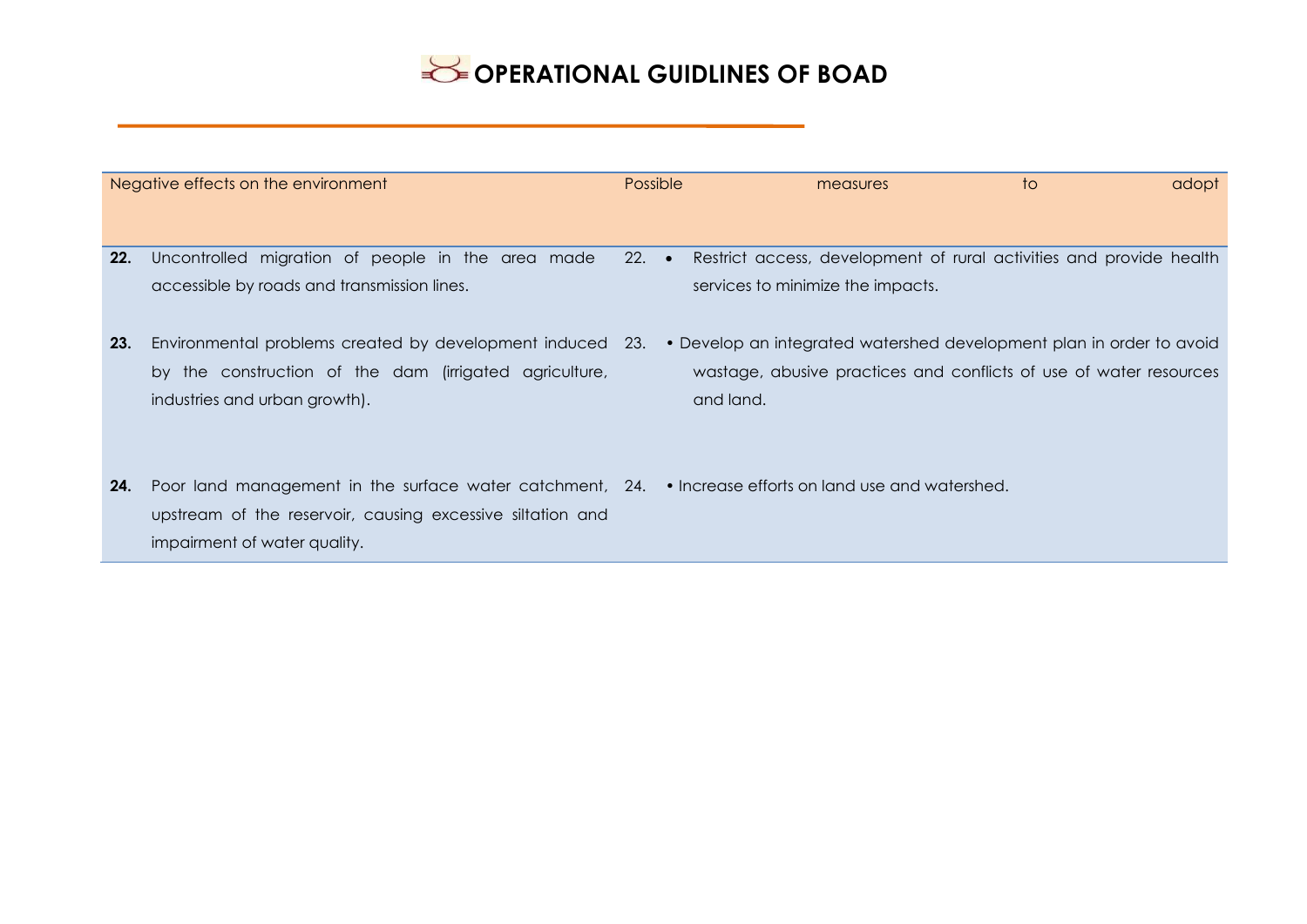| Negative effects on the environment | Possible measures to adopt |
|---|---|
| **22.** Uncontrolled migration of people in the area made accessible by roads and transmission lines. | 22. • Restrict access, development of rural activities and provide health services to minimize the impacts. |
| **23.** Environmental problems created by development induced by the construction of the dam (irrigated agriculture, industries and urban growth). | 23. • Develop an integrated watershed development plan in order to avoid wastage, abusive practices and conflicts of use of water resources and land. |
| **24.** Poor land management in the surface water catchment, upstream of the reservoir, causing excessive siltation and impairment of water quality. | 24. • Increase efforts on land use and watershed. |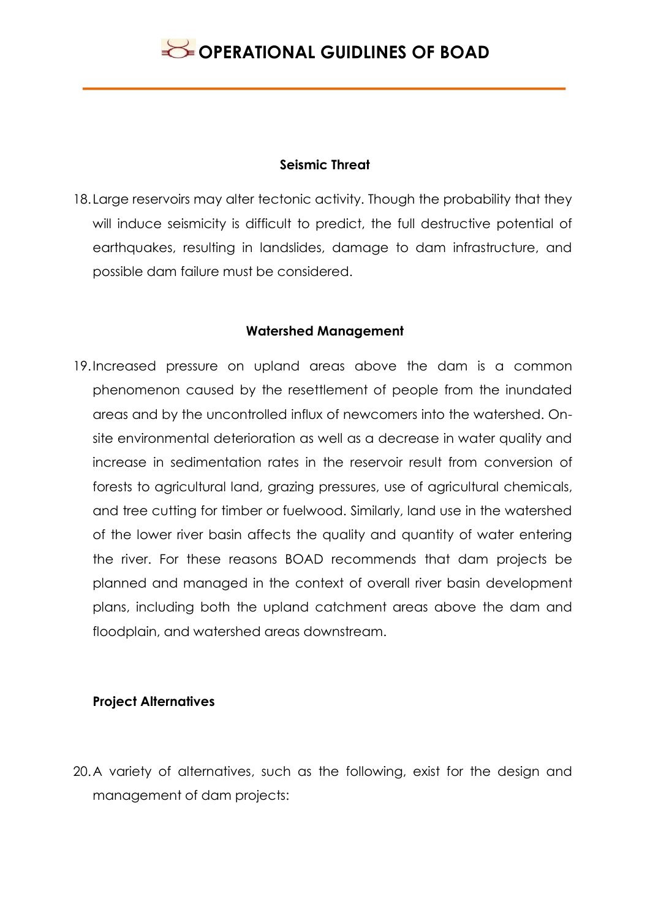### Seismic Threat

18. Large reservoirs may alter tectonic activity. Though the probability that they will induce seismicity is difficult to predict, the full destructive potential of earthquakes, resulting in landslides, damage to dam infrastructure, and possible dam failure must be considered.

### Watershed Management

19. Increased pressure on upland areas above the dam is a common phenomenon caused by the resettlement of people from the inundated areas and by the uncontrolled influx of newcomers into the watershed. On-site environmental deterioration as well as a decrease in water quality and increase in sedimentation rates in the reservoir result from conversion of forests to agricultural land, grazing pressures, use of agricultural chemicals, and tree cutting for timber or fuelwood. Similarly, land use in the watershed of the lower river basin affects the quality and quantity of water entering the river. For these reasons BOAD recommends that dam projects be planned and managed in the context of overall river basin development plans, including both the upland catchment areas above the dam and floodplain, and watershed areas downstream.

### Project Alternatives

20. A variety of alternatives, such as the following, exist for the design and management of dam projects: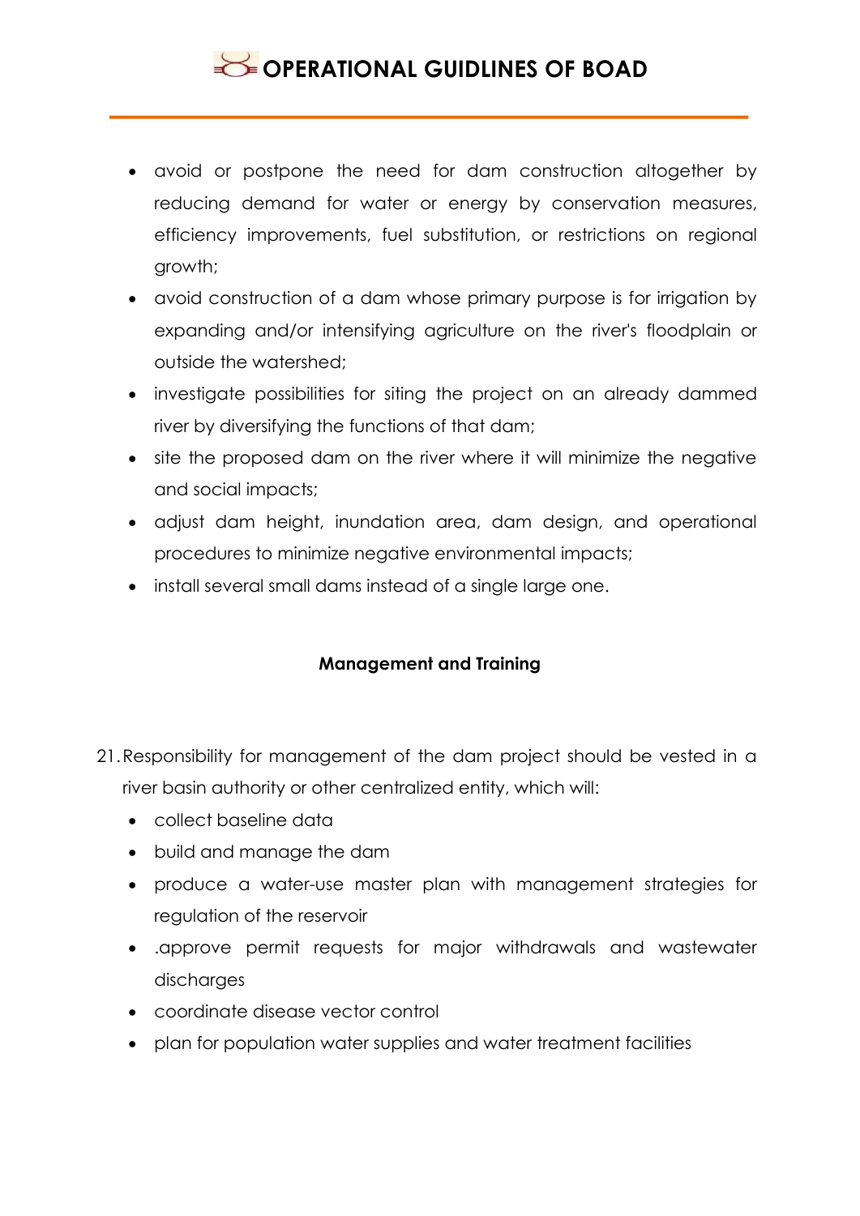- avoid or postpone the need for dam construction altogether by reducing demand for water or energy by conservation measures, efficiency improvements, fuel substitution, or restrictions on regional growth;
- avoid construction of a dam whose primary purpose is for irrigation by expanding and/or intensifying agriculture on the river's floodplain or outside the watershed;
- investigate possibilities for siting the project on an already dammed river by diversifying the functions of that dam;
- site the proposed dam on the river where it will minimize the negative and social impacts;
- adjust dam height, inundation area, dam design, and operational procedures to minimize negative environmental impacts;
- install several small dams instead of a single large one.

**Management and Training**

21. Responsibility for management of the dam project should be vested in a river basin authority or other centralized entity, which will:
    - collect baseline data
    - build and manage the dam
    - produce a water-use master plan with management strategies for regulation of the reservoir
    - .approve permit requests for major withdrawals and wastewater discharges
    - coordinate disease vector control
    - plan for population water supplies and water treatment facilities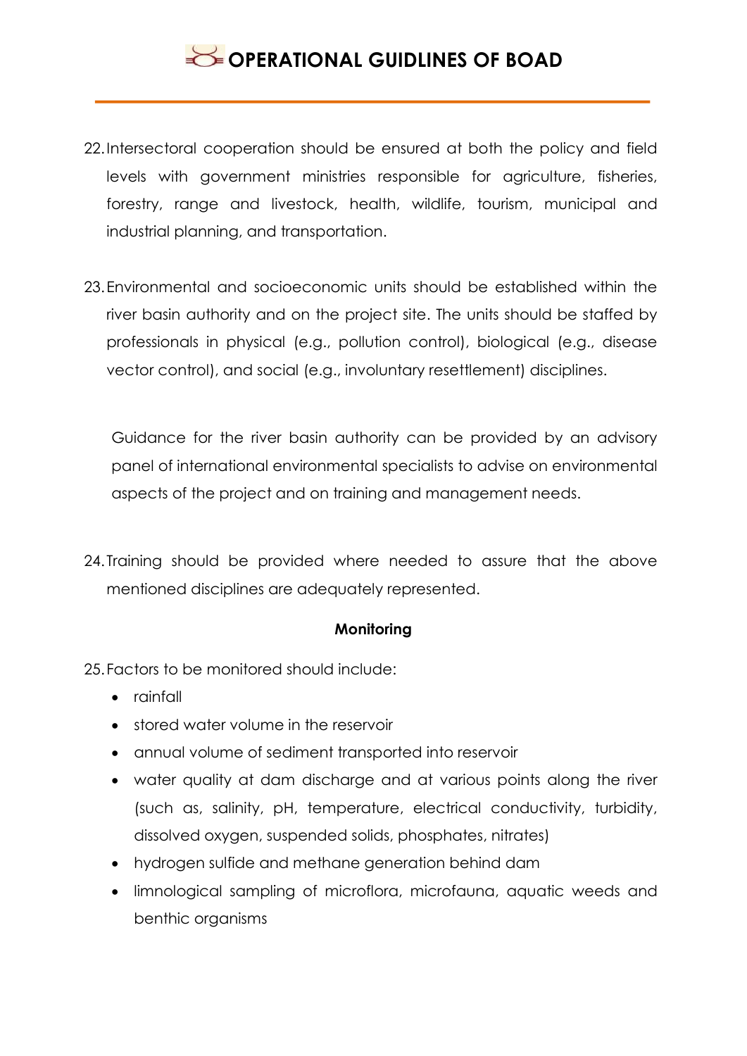22. Intersectoral cooperation should be ensured at both the policy and field levels with government ministries responsible for agriculture, fisheries, forestry, range and livestock, health, wildlife, tourism, municipal and industrial planning, and transportation.

23. Environmental and socioeconomic units should be established within the river basin authority and on the project site. The units should be staffed by professionals in physical (e.g., pollution control), biological (e.g., disease vector control), and social (e.g., involuntary resettlement) disciplines.

    Guidance for the river basin authority can be provided by an advisory panel of international environmental specialists to advise on environmental aspects of the project and on training and management needs.

24. Training should be provided where needed to assure that the above mentioned disciplines are adequately represented.

**Monitoring**

25. Factors to be monitored should include:
    - rainfall
    - stored water volume in the reservoir
    - annual volume of sediment transported into reservoir
    - water quality at dam discharge and at various points along the river (such as, salinity, pH, temperature, electrical conductivity, turbidity, dissolved oxygen, suspended solids, phosphates, nitrates)
    - hydrogen sulfide and methane generation behind dam
    - limnological sampling of microflora, microfauna, aquatic weeds and benthic organisms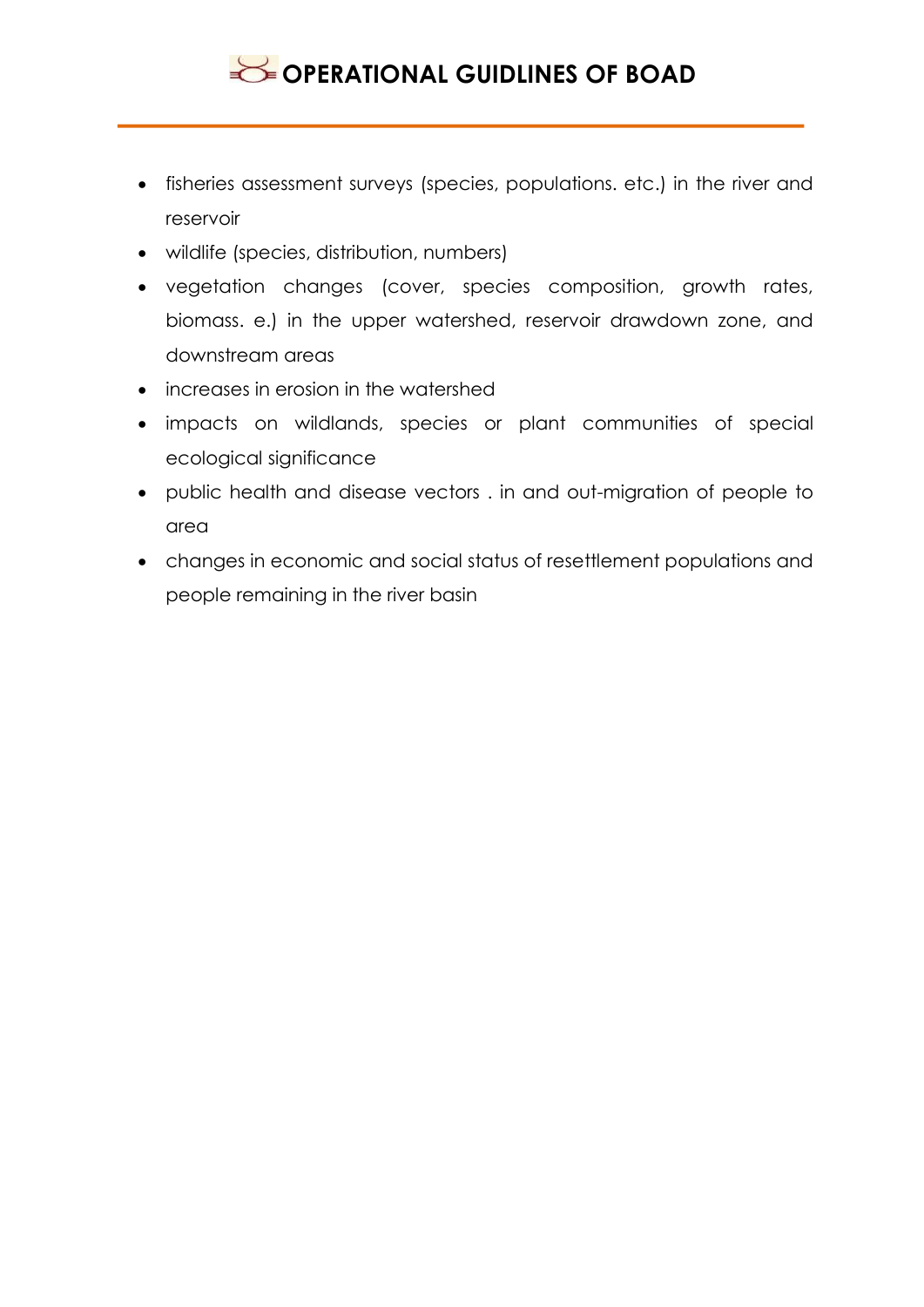- fisheries assessment surveys (species, populations. etc.) in the river and reservoir
- wildlife (species, distribution, numbers)
- vegetation changes (cover, species composition, growth rates, biomass. e.) in the upper watershed, reservoir drawdown zone, and downstream areas
- increases in erosion in the watershed
- impacts on wildlands, species or plant communities of special ecological significance
- public health and disease vectors . in and out-migration of people to area
- changes in economic and social status of resettlement populations and people remaining in the river basin